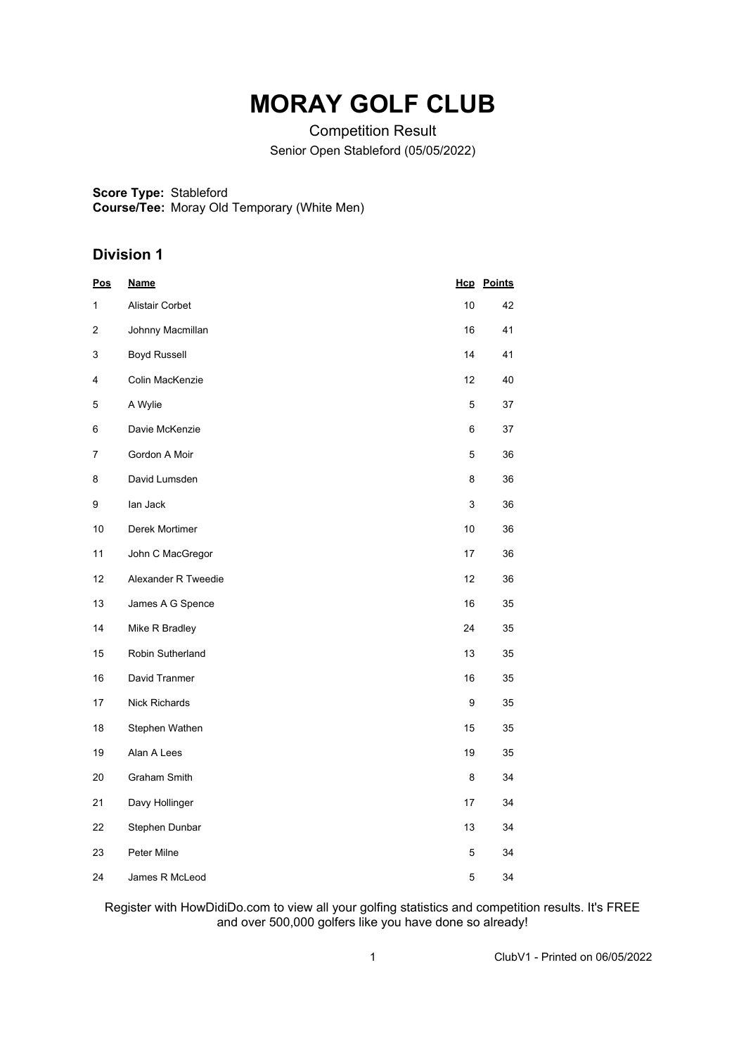# MORAY GOLF CLUB

Competition Result

Senior Open Stableford (05/05/2022)

**Score Type:** Stableford
**Course/Tee:** Moray Old Temporary (White Men)

## Division 1

| Pos | Name | Hcp | Points |
|---|---|---|---|
| 1 | Alistair Corbet | 10 | 42 |
| 2 | Johnny Macmillan | 16 | 41 |
| 3 | Boyd Russell | 14 | 41 |
| 4 | Colin MacKenzie | 12 | 40 |
| 5 | A Wylie | 5 | 37 |
| 6 | Davie McKenzie | 6 | 37 |
| 7 | Gordon A Moir | 5 | 36 |
| 8 | David Lumsden | 8 | 36 |
| 9 | Ian Jack | 3 | 36 |
| 10 | Derek Mortimer | 10 | 36 |
| 11 | John C MacGregor | 17 | 36 |
| 12 | Alexander R Tweedie | 12 | 36 |
| 13 | James A G Spence | 16 | 35 |
| 14 | Mike R Bradley | 24 | 35 |
| 15 | Robin Sutherland | 13 | 35 |
| 16 | David Tranmer | 16 | 35 |
| 17 | Nick Richards | 9 | 35 |
| 18 | Stephen Wathen | 15 | 35 |
| 19 | Alan A Lees | 19 | 35 |
| 20 | Graham Smith | 8 | 34 |
| 21 | Davy Hollinger | 17 | 34 |
| 22 | Stephen Dunbar | 13 | 34 |
| 23 | Peter Milne | 5 | 34 |
| 24 | James R McLeod | 5 | 34 |

Register with HowDidiDo.com to view all your golfing statistics and competition results. It's FREE and over 500,000 golfers like you have done so already!

ClubV1 - Printed on 06/05/2022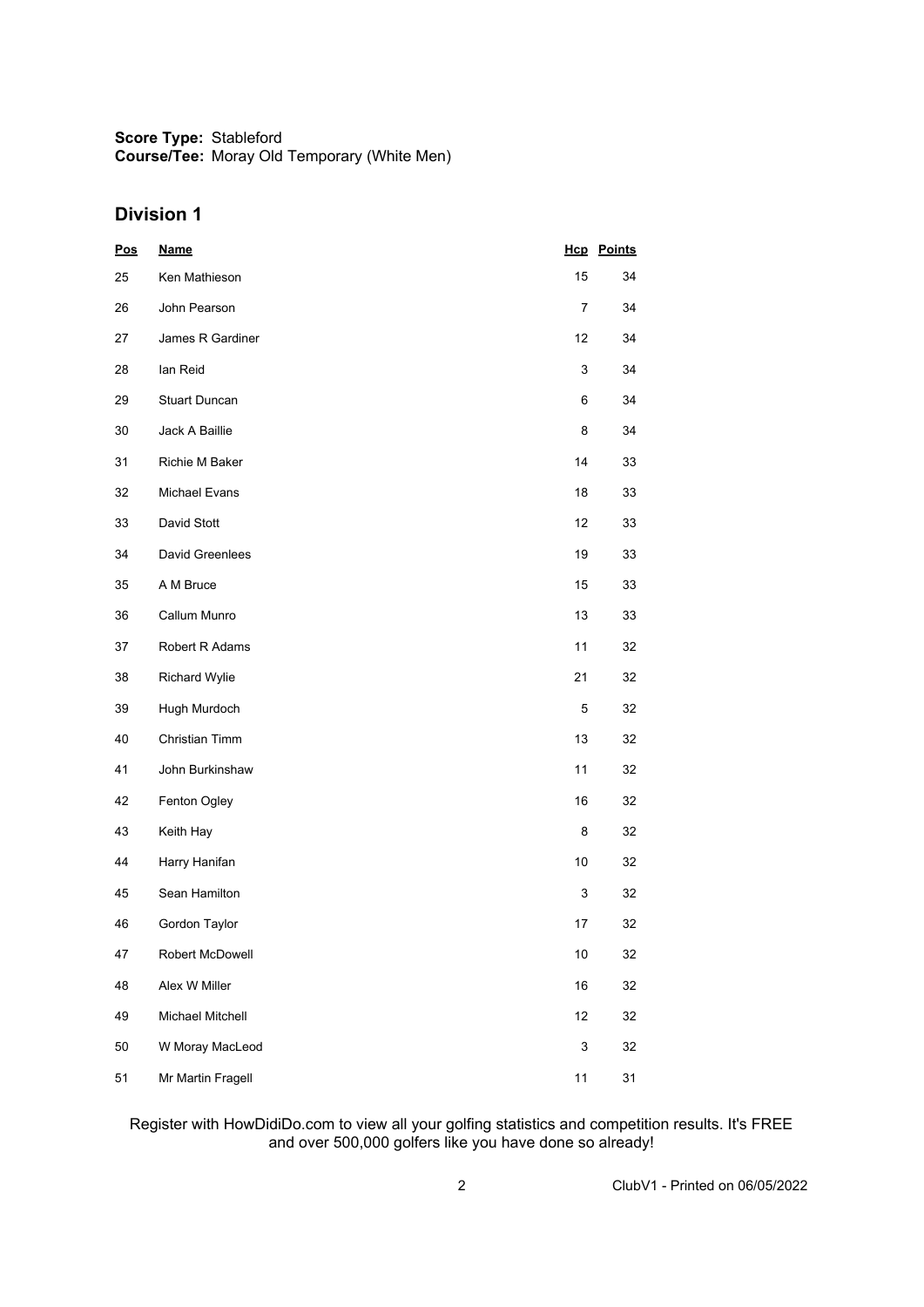**Score Type:** Stableford
**Course/Tee:** Moray Old Temporary (White Men)

## Division 1

| Pos | Name | Hcp | Points |
|---|---|---|---|
| 25 | Ken Mathieson | 15 | 34 |
| 26 | John Pearson | 7 | 34 |
| 27 | James R Gardiner | 12 | 34 |
| 28 | Ian Reid | 3 | 34 |
| 29 | Stuart Duncan | 6 | 34 |
| 30 | Jack A Baillie | 8 | 34 |
| 31 | Richie M Baker | 14 | 33 |
| 32 | Michael Evans | 18 | 33 |
| 33 | David Stott | 12 | 33 |
| 34 | David Greenlees | 19 | 33 |
| 35 | A M Bruce | 15 | 33 |
| 36 | Callum Munro | 13 | 33 |
| 37 | Robert R Adams | 11 | 32 |
| 38 | Richard Wylie | 21 | 32 |
| 39 | Hugh Murdoch | 5 | 32 |
| 40 | Christian Timm | 13 | 32 |
| 41 | John Burkinshaw | 11 | 32 |
| 42 | Fenton Ogley | 16 | 32 |
| 43 | Keith Hay | 8 | 32 |
| 44 | Harry Hanifan | 10 | 32 |
| 45 | Sean Hamilton | 3 | 32 |
| 46 | Gordon Taylor | 17 | 32 |
| 47 | Robert McDowell | 10 | 32 |
| 48 | Alex W Miller | 16 | 32 |
| 49 | Michael Mitchell | 12 | 32 |
| 50 | W Moray MacLeod | 3 | 32 |
| 51 | Mr Martin Fragell | 11 | 31 |

Register with HowDidiDo.com to view all your golfing statistics and competition results. It's FREE and over 500,000 golfers like you have done so already!

ClubV1 - Printed on 06/05/2022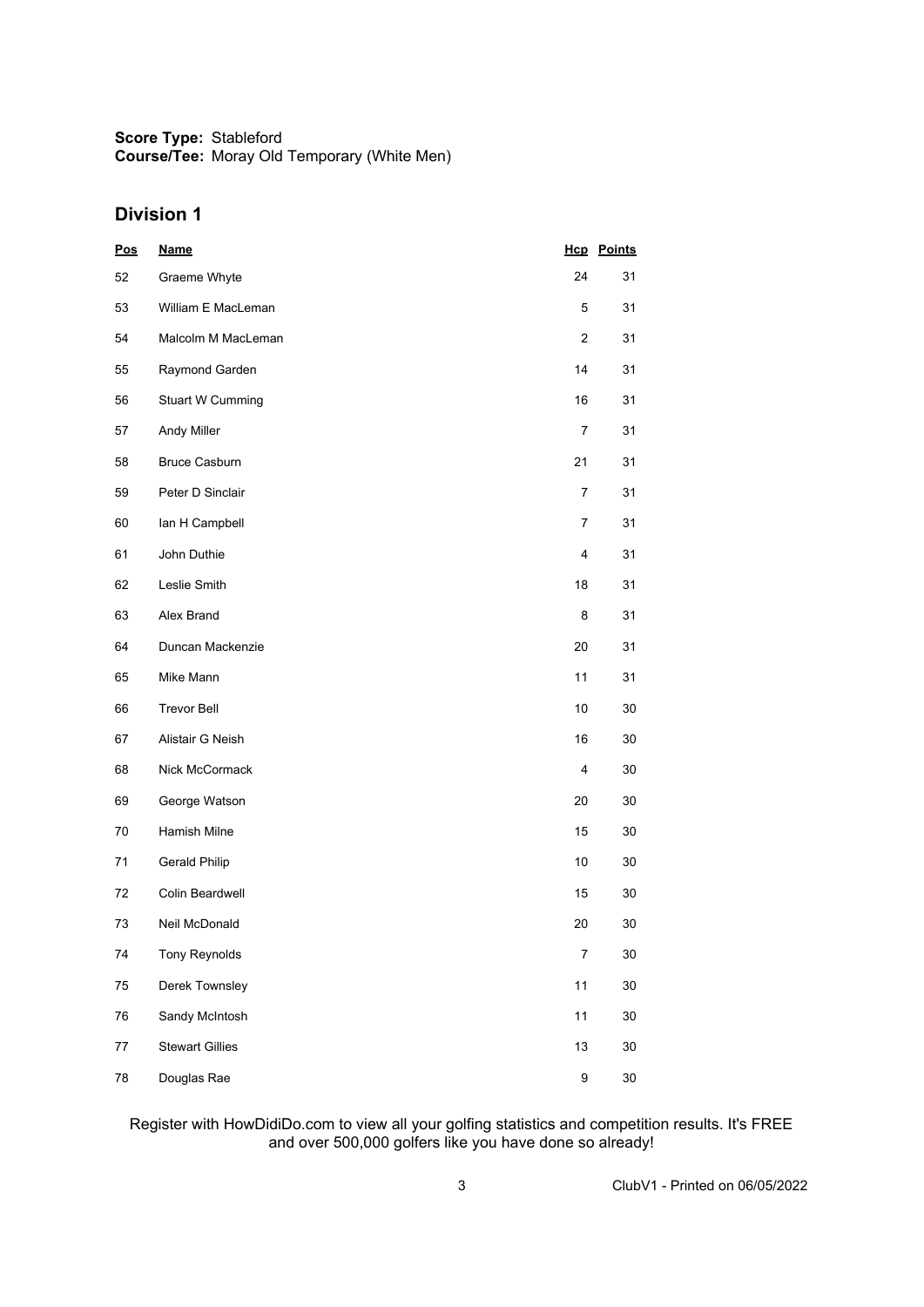**Score Type:** Stableford
**Course/Tee:** Moray Old Temporary (White Men)

## Division 1

| Pos | Name | Hcp | Points |
|---|---|---|---|
| 52 | Graeme Whyte | 24 | 31 |
| 53 | William E MacLeman | 5 | 31 |
| 54 | Malcolm M MacLeman | 2 | 31 |
| 55 | Raymond Garden | 14 | 31 |
| 56 | Stuart W Cumming | 16 | 31 |
| 57 | Andy Miller | 7 | 31 |
| 58 | Bruce Casburn | 21 | 31 |
| 59 | Peter D Sinclair | 7 | 31 |
| 60 | Ian H Campbell | 7 | 31 |
| 61 | John Duthie | 4 | 31 |
| 62 | Leslie Smith | 18 | 31 |
| 63 | Alex Brand | 8 | 31 |
| 64 | Duncan Mackenzie | 20 | 31 |
| 65 | Mike Mann | 11 | 31 |
| 66 | Trevor Bell | 10 | 30 |
| 67 | Alistair G Neish | 16 | 30 |
| 68 | Nick McCormack | 4 | 30 |
| 69 | George Watson | 20 | 30 |
| 70 | Hamish Milne | 15 | 30 |
| 71 | Gerald Philip | 10 | 30 |
| 72 | Colin Beardwell | 15 | 30 |
| 73 | Neil McDonald | 20 | 30 |
| 74 | Tony Reynolds | 7 | 30 |
| 75 | Derek Townsley | 11 | 30 |
| 76 | Sandy McIntosh | 11 | 30 |
| 77 | Stewart Gillies | 13 | 30 |
| 78 | Douglas Rae | 9 | 30 |

Register with HowDidiDo.com to view all your golfing statistics and competition results. It's FREE and over 500,000 golfers like you have done so already!

ClubV1 - Printed on 06/05/2022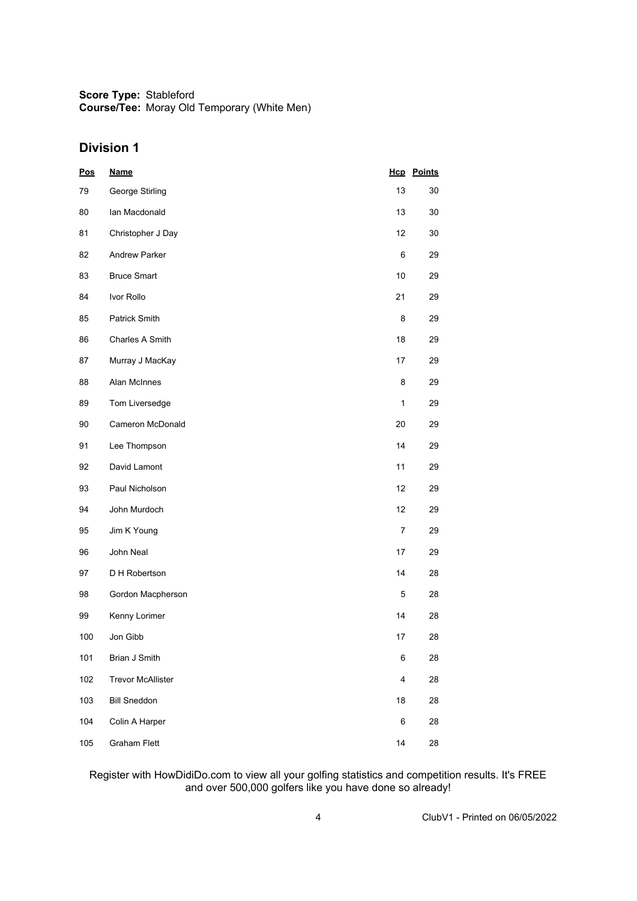**Score Type:** Stableford
**Course/Tee:** Moray Old Temporary (White Men)

## Division 1

| Pos | Name | Hcp | Points |
|---|---|---|---|
| 79 | George Stirling | 13 | 30 |
| 80 | Ian Macdonald | 13 | 30 |
| 81 | Christopher J Day | 12 | 30 |
| 82 | Andrew Parker | 6 | 29 |
| 83 | Bruce Smart | 10 | 29 |
| 84 | Ivor Rollo | 21 | 29 |
| 85 | Patrick Smith | 8 | 29 |
| 86 | Charles A Smith | 18 | 29 |
| 87 | Murray J MacKay | 17 | 29 |
| 88 | Alan McInnes | 8 | 29 |
| 89 | Tom Liversedge | 1 | 29 |
| 90 | Cameron McDonald | 20 | 29 |
| 91 | Lee Thompson | 14 | 29 |
| 92 | David Lamont | 11 | 29 |
| 93 | Paul Nicholson | 12 | 29 |
| 94 | John Murdoch | 12 | 29 |
| 95 | Jim K Young | 7 | 29 |
| 96 | John Neal | 17 | 29 |
| 97 | D H Robertson | 14 | 28 |
| 98 | Gordon Macpherson | 5 | 28 |
| 99 | Kenny Lorimer | 14 | 28 |
| 100 | Jon Gibb | 17 | 28 |
| 101 | Brian J Smith | 6 | 28 |
| 102 | Trevor McAllister | 4 | 28 |
| 103 | Bill Sneddon | 18 | 28 |
| 104 | Colin A Harper | 6 | 28 |
| 105 | Graham Flett | 14 | 28 |

Register with HowDidiDo.com to view all your golfing statistics and competition results. It's FREE and over 500,000 golfers like you have done so already!

ClubV1 - Printed on 06/05/2022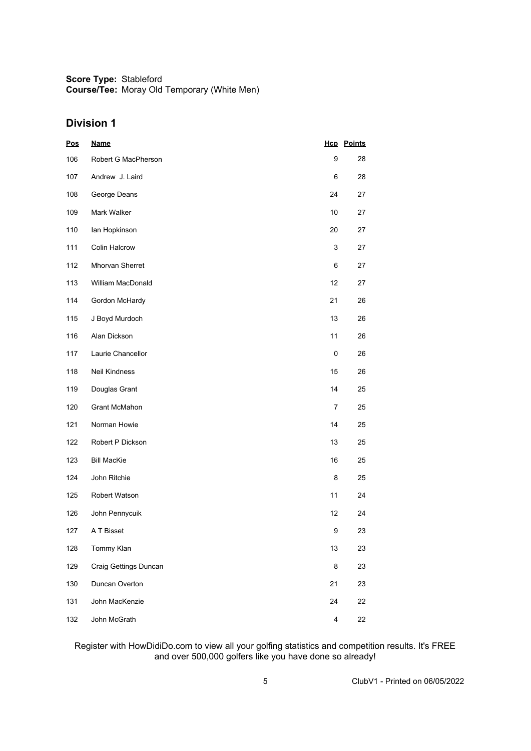**Score Type:** Stableford
**Course/Tee:** Moray Old Temporary (White Men)

## Division 1

| Pos | Name | Hcp | Points |
|---|---|---|---|
| 106 | Robert G MacPherson | 9 | 28 |
| 107 | Andrew J. Laird | 6 | 28 |
| 108 | George Deans | 24 | 27 |
| 109 | Mark Walker | 10 | 27 |
| 110 | Ian Hopkinson | 20 | 27 |
| 111 | Colin Halcrow | 3 | 27 |
| 112 | Mhorvan Sherret | 6 | 27 |
| 113 | William MacDonald | 12 | 27 |
| 114 | Gordon McHardy | 21 | 26 |
| 115 | J Boyd Murdoch | 13 | 26 |
| 116 | Alan Dickson | 11 | 26 |
| 117 | Laurie Chancellor | 0 | 26 |
| 118 | Neil Kindness | 15 | 26 |
| 119 | Douglas Grant | 14 | 25 |
| 120 | Grant McMahon | 7 | 25 |
| 121 | Norman Howie | 14 | 25 |
| 122 | Robert P Dickson | 13 | 25 |
| 123 | Bill MacKie | 16 | 25 |
| 124 | John Ritchie | 8 | 25 |
| 125 | Robert Watson | 11 | 24 |
| 126 | John Pennycuik | 12 | 24 |
| 127 | A T Bisset | 9 | 23 |
| 128 | Tommy Klan | 13 | 23 |
| 129 | Craig Gettings Duncan | 8 | 23 |
| 130 | Duncan Overton | 21 | 23 |
| 131 | John MacKenzie | 24 | 22 |
| 132 | John McGrath | 4 | 22 |

Register with HowDidiDo.com to view all your golfing statistics and competition results. It's FREE and over 500,000 golfers like you have done so already!

ClubV1 - Printed on 06/05/2022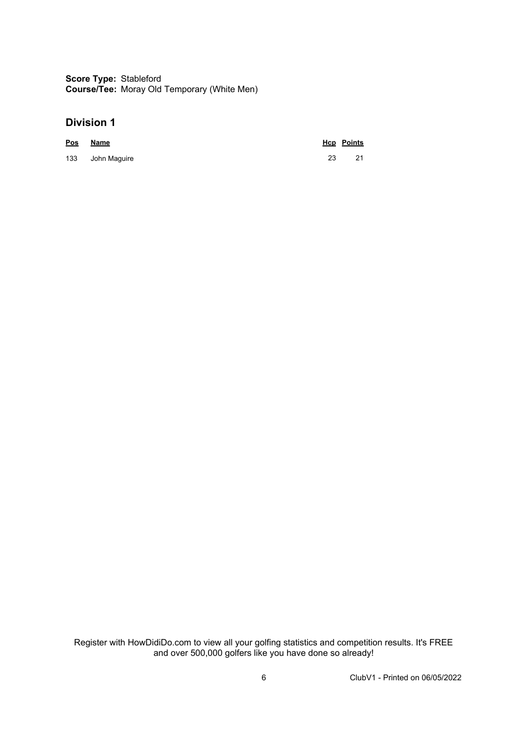**Score Type:** Stableford
**Course/Tee:** Moray Old Temporary (White Men)

## Division 1

| Pos | Name | Hcp | Points |
|---|---|---|---|
| 133 | John Maguire | 23 | 21 |

Register with HowDidiDo.com to view all your golfing statistics and competition results. It's FREE and over 500,000 golfers like you have done so already!

ClubV1 - Printed on 06/05/2022